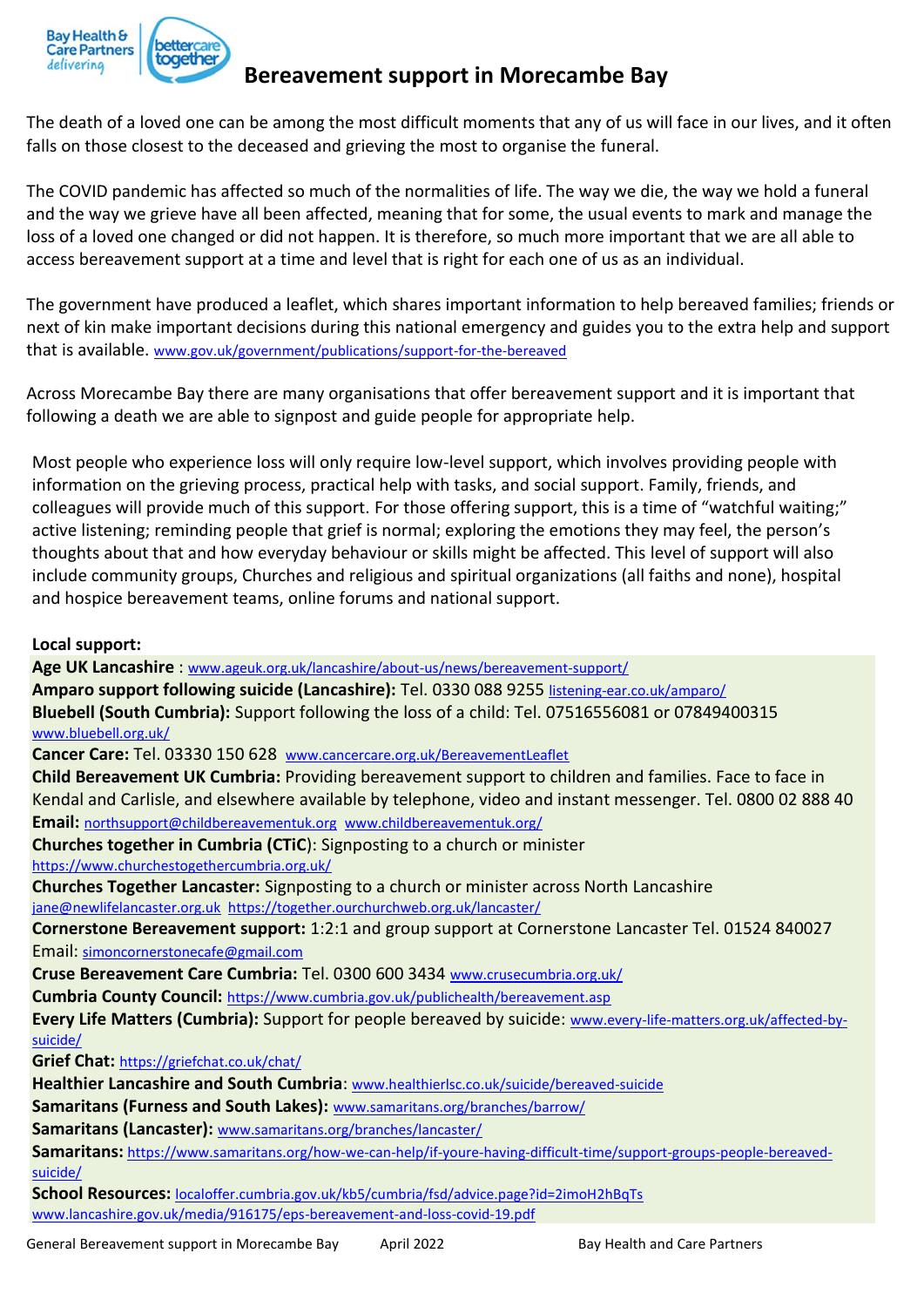# Bereavement support in Morecambe Bay

The death of a loved one can be among the most difficult moments that any of us will face in our lives, and it often falls on those closest to the deceased and grieving the most to organise the funeral.

The COVID pandemic has affected so much of the normalities of life. The way we die, the way we hold a funeral and the way we grieve have all been affected, meaning that for some, the usual events to mark and manage the loss of a loved one changed or did not happen. It is therefore, so much more important that we are all able to access bereavement support at a time and level that is right for each one of us as an individual.

The government have produced a leaflet, which shares important information to help bereaved families; friends or next of kin make important decisions during this national emergency and guides you to the extra help and support that is available. www.gov.uk/government/publications/support-for-the-bereaved

Across Morecambe Bay there are many organisations that offer bereavement support and it is important that following a death we are able to signpost and guide people for appropriate help.

Most people who experience loss will only require low-level support, which involves providing people with information on the grieving process, practical help with tasks, and social support. Family, friends, and colleagues will provide much of this support. For those offering support, this is a time of "watchful waiting;" active listening; reminding people that grief is normal; exploring the emotions they may feel, the person's thoughts about that and how everyday behaviour or skills might be affected. This level of support will also include community groups, Churches and religious and spiritual organizations (all faiths and none), hospital and hospice bereavement teams, online forums and national support.

**Local support:**

**Age UK Lancashire** : www.ageuk.org.uk/lancashire/about-us/news/bereavement-support/

**Amparo support following suicide (Lancashire):** Tel. 0330 088 9255 listening-ear.co.uk/amparo/

**Bluebell (South Cumbria):** Support following the loss of a child: Tel. 07516556081 or 07849400315 www.bluebell.org.uk/

**Cancer Care:** Tel. 03330 150 628 www.cancercare.org.uk/BereavementLeaflet

**Child Bereavement UK Cumbria:** Providing bereavement support to children and families. Face to face in Kendal and Carlisle, and elsewhere available by telephone, video and instant messenger. Tel. 0800 02 888 40

**Email:** northsupport@childbereavementuk.org www.childbereavementuk.org/

**Churches together in Cumbria (CTiC)**: Signposting to a church or minister https://www.churchestogethercumbria.org.uk/

**Churches Together Lancaster:** Signposting to a church or minister across North Lancashire jane@newlifelancaster.org.uk https://together.ourchurchweb.org.uk/lancaster/

**Cornerstone Bereavement support:** 1:2:1 and group support at Cornerstone Lancaster Tel. 01524 840027 Email: simoncornerstonecafe@gmail.com

**Cruse Bereavement Care Cumbria:** Tel. 0300 600 3434 www.crusecumbria.org.uk/

**Cumbria County Council:** https://www.cumbria.gov.uk/publichealth/bereavement.asp

**Every Life Matters (Cumbria):** Support for people bereaved by suicide: www.every-life-matters.org.uk/affected-by-suicide/

**Grief Chat:** https://griefchat.co.uk/chat/

**Healthier Lancashire and South Cumbria**: www.healthierlsc.co.uk/suicide/bereaved-suicide

**Samaritans (Furness and South Lakes):** www.samaritans.org/branches/barrow/

**Samaritans (Lancaster):** www.samaritans.org/branches/lancaster/

**Samaritans:** https://www.samaritans.org/how-we-can-help/if-youre-having-difficult-time/support-groups-people-bereaved-suicide/

**School Resources:** localoffer.cumbria.gov.uk/kb5/cumbria/fsd/advice.page?id=2imoH2hBqTs www.lancashire.gov.uk/media/916175/eps-bereavement-and-loss-covid-19.pdf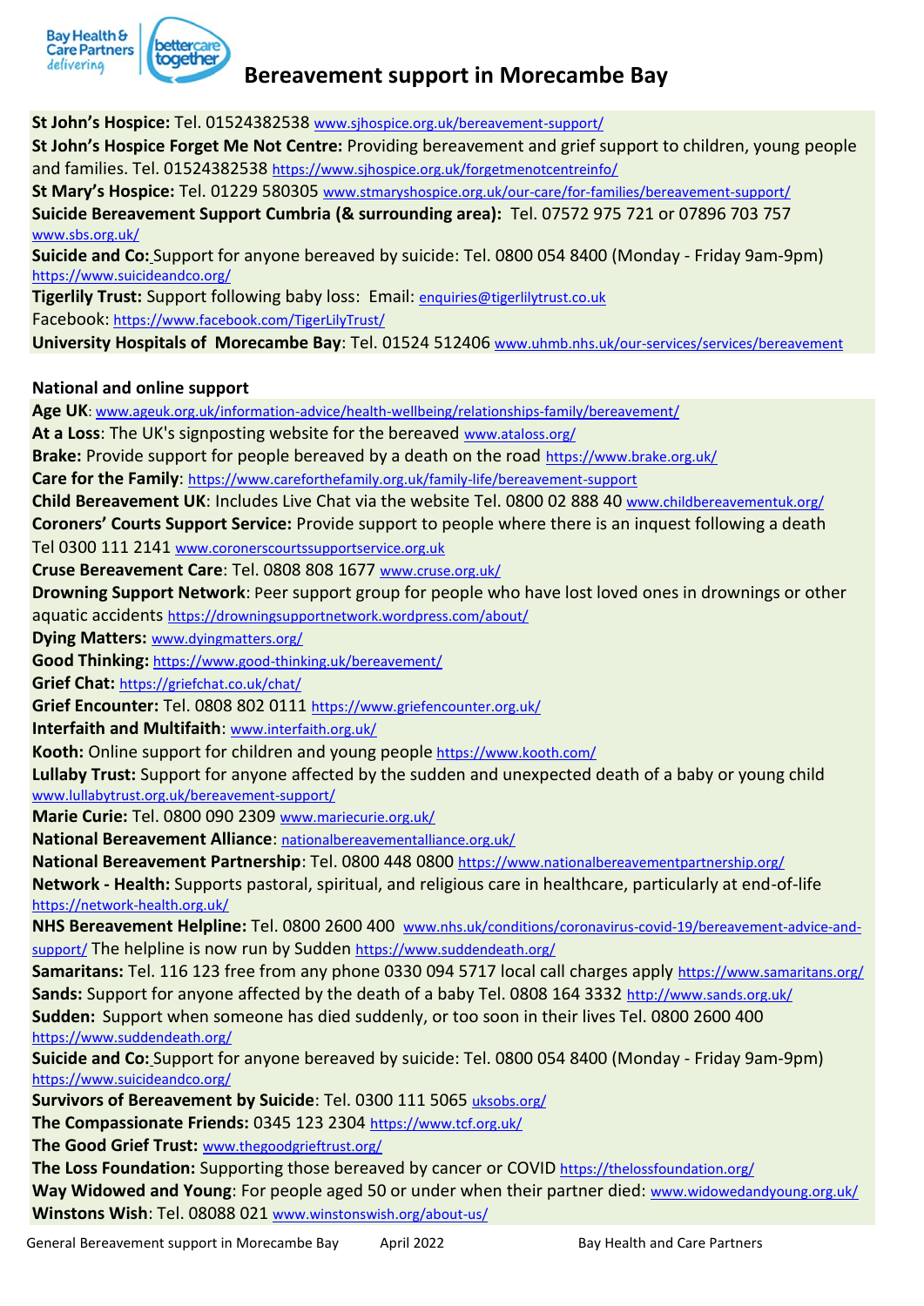# Bereavement support in Morecambe Bay

**St John's Hospice:** Tel. 01524382538 www.sjhospice.org.uk/bereavement-support/

**St John's Hospice Forget Me Not Centre:** Providing bereavement and grief support to children, young people and families. Tel. 01524382538 https://www.sjhospice.org.uk/forgetmenotcentreinfo/

**St Mary's Hospice:** Tel. 01229 580305 www.stmaryshospice.org.uk/our-care/for-families/bereavement-support/

**Suicide Bereavement Support Cumbria (& surrounding area):** Tel. 07572 975 721 or 07896 703 757 www.sbs.org.uk/

**Suicide and Co:** Support for anyone bereaved by suicide: Tel. 0800 054 8400 (Monday - Friday 9am-9pm) https://www.suicideandco.org/

**Tigerlily Trust:** Support following baby loss: Email: enquiries@tigerlilytrust.co.uk
Facebook: https://www.facebook.com/TigerLilyTrust/

**University Hospitals of Morecambe Bay**: Tel. 01524 512406 www.uhmb.nhs.uk/our-services/services/bereavement

## National and online support

**Age UK**: www.ageuk.org.uk/information-advice/health-wellbeing/relationships-family/bereavement/

**At a Loss**: The UK's signposting website for the bereaved www.ataloss.org/

**Brake:** Provide support for people bereaved by a death on the road https://www.brake.org.uk/

**Care for the Family**: https://www.careforthefamily.org.uk/family-life/bereavement-support

**Child Bereavement UK**: Includes Live Chat via the website Tel. 0800 02 888 40 www.childbereavementuk.org/

**Coroners' Courts Support Service:** Provide support to people where there is an inquest following a death Tel 0300 111 2141 www.coronerscourtssupportservice.org.uk

**Cruse Bereavement Care**: Tel. 0808 808 1677 www.cruse.org.uk/

**Drowning Support Network**: Peer support group for people who have lost loved ones in drownings or other aquatic accidents https://drowningsupportnetwork.wordpress.com/about/

**Dying Matters:** www.dyingmatters.org/

**Good Thinking:** https://www.good-thinking.uk/bereavement/

**Grief Chat:** https://griefchat.co.uk/chat/

**Grief Encounter:** Tel. 0808 802 0111 https://www.griefencounter.org.uk/

**Interfaith and Multifaith**: www.interfaith.org.uk/

**Kooth:** Online support for children and young people https://www.kooth.com/

**Lullaby Trust:** Support for anyone affected by the sudden and unexpected death of a baby or young child www.lullabytrust.org.uk/bereavement-support/

**Marie Curie:** Tel. 0800 090 2309 www.mariecurie.org.uk/

**National Bereavement Alliance**: nationalbereavementalliance.org.uk/

**National Bereavement Partnership**: Tel. 0800 448 0800 https://www.nationalbereavementpartnership.org/

**Network - Health:** Supports pastoral, spiritual, and religious care in healthcare, particularly at end-of-life https://network-health.org.uk/

**NHS Bereavement Helpline:** Tel. 0800 2600 400 www.nhs.uk/conditions/coronavirus-covid-19/bereavement-advice-and-support/ The helpline is now run by Sudden https://www.suddendeath.org/

**Samaritans:** Tel. 116 123 free from any phone 0330 094 5717 local call charges apply https://www.samaritans.org/

**Sands:** Support for anyone affected by the death of a baby Tel. 0808 164 3332 http://www.sands.org.uk/

**Sudden:** Support when someone has died suddenly, or too soon in their lives Tel. 0800 2600 400 https://www.suddendeath.org/

**Suicide and Co:** Support for anyone bereaved by suicide: Tel. 0800 054 8400 (Monday - Friday 9am-9pm) https://www.suicideandco.org/

**Survivors of Bereavement by Suicide**: Tel. 0300 111 5065 uksobs.org/

**The Compassionate Friends:** 0345 123 2304 https://www.tcf.org.uk/

**The Good Grief Trust:** www.thegoodgrieftrust.org/

**The Loss Foundation:** Supporting those bereaved by cancer or COVID https://thelossfoundation.org/

**Way Widowed and Young**: For people aged 50 or under when their partner died: www.widowedandyoung.org.uk/

**Winstons Wish**: Tel. 08088 021 www.winstonswish.org/about-us/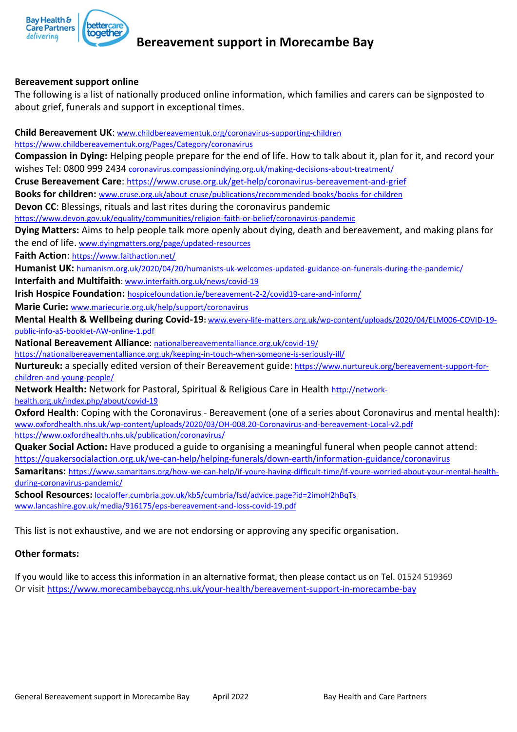# Bereavement support in Morecambe Bay

**Bereavement support online**

The following is a list of nationally produced online information, which families and carers can be signposted to about grief, funerals and support in exceptional times.

**Child Bereavement UK**: www.childbereavementuk.org/coronavirus-supporting-children https://www.childbereavementuk.org/Pages/Category/coronavirus

**Compassion in Dying:** Helping people prepare for the end of life. How to talk about it, plan for it, and record your wishes Tel: 0800 999 2434 coronavirus.compassionindying.org.uk/making-decisions-about-treatment/

**Cruse Bereavement Care**: https://www.cruse.org.uk/get-help/coronavirus-bereavement-and-grief

**Books for children:** www.cruse.org.uk/about-cruse/publications/recommended-books/books-for-children

**Devon CC**: Blessings, rituals and last rites during the coronavirus pandemic https://www.devon.gov.uk/equality/communities/religion-faith-or-belief/coronavirus-pandemic

**Dying Matters:** Aims to help people talk more openly about dying, death and bereavement, and making plans for the end of life. www.dyingmatters.org/page/updated-resources

**Faith Action**: https://www.faithaction.net/

**Humanist UK:** humanism.org.uk/2020/04/20/humanists-uk-welcomes-updated-guidance-on-funerals-during-the-pandemic/

**Interfaith and Multifaith**: www.interfaith.org.uk/news/covid-19

**Irish Hospice Foundation:** hospicefoundation.ie/bereavement-2-2/covid19-care-and-inform/

**Marie Curie:** www.mariecurie.org.uk/help/support/coronavirus

**Mental Health & Wellbeing during Covid-19:** www.every-life-matters.org.uk/wp-content/uploads/2020/04/ELM006-COVID-19-public-info-a5-booklet-AW-online-1.pdf

**National Bereavement Alliance**: nationalbereavementalliance.org.uk/covid-19/ https://nationalbereavementalliance.org.uk/keeping-in-touch-when-someone-is-seriously-ill/

**Nurtureuk:** a specially edited version of their Bereavement guide: https://www.nurtureuk.org/bereavement-support-for-children-and-young-people/

**Network Health:** Network for Pastoral, Spiritual & Religious Care in Health http://network-health.org.uk/index.php/about/covid-19

**Oxford Health**: Coping with the Coronavirus - Bereavement (one of a series about Coronavirus and mental health): www.oxfordhealth.nhs.uk/wp-content/uploads/2020/03/OH-008.20-Coronavirus-and-bereavement-Local-v2.pdf https://www.oxfordhealth.nhs.uk/publication/coronavirus/

**Quaker Social Action:** Have produced a guide to organising a meaningful funeral when people cannot attend: https://quakersocialaction.org.uk/we-can-help/helping-funerals/down-earth/information-guidance/coronavirus

**Samaritans:** https://www.samaritans.org/how-we-can-help/if-youre-having-difficult-time/if-youre-worried-about-your-mental-health-during-coronavirus-pandemic/

**School Resources:** localoffer.cumbria.gov.uk/kb5/cumbria/fsd/advice.page?id=2imoH2hBqTs www.lancashire.gov.uk/media/916175/eps-bereavement-and-loss-covid-19.pdf

This list is not exhaustive, and we are not endorsing or approving any specific organisation.

**Other formats:**

If you would like to access this information in an alternative format, then please contact us on Tel. 01524 519369
Or visit https://www.morecambebayccg.nhs.uk/your-health/bereavement-support-in-morecambe-bay